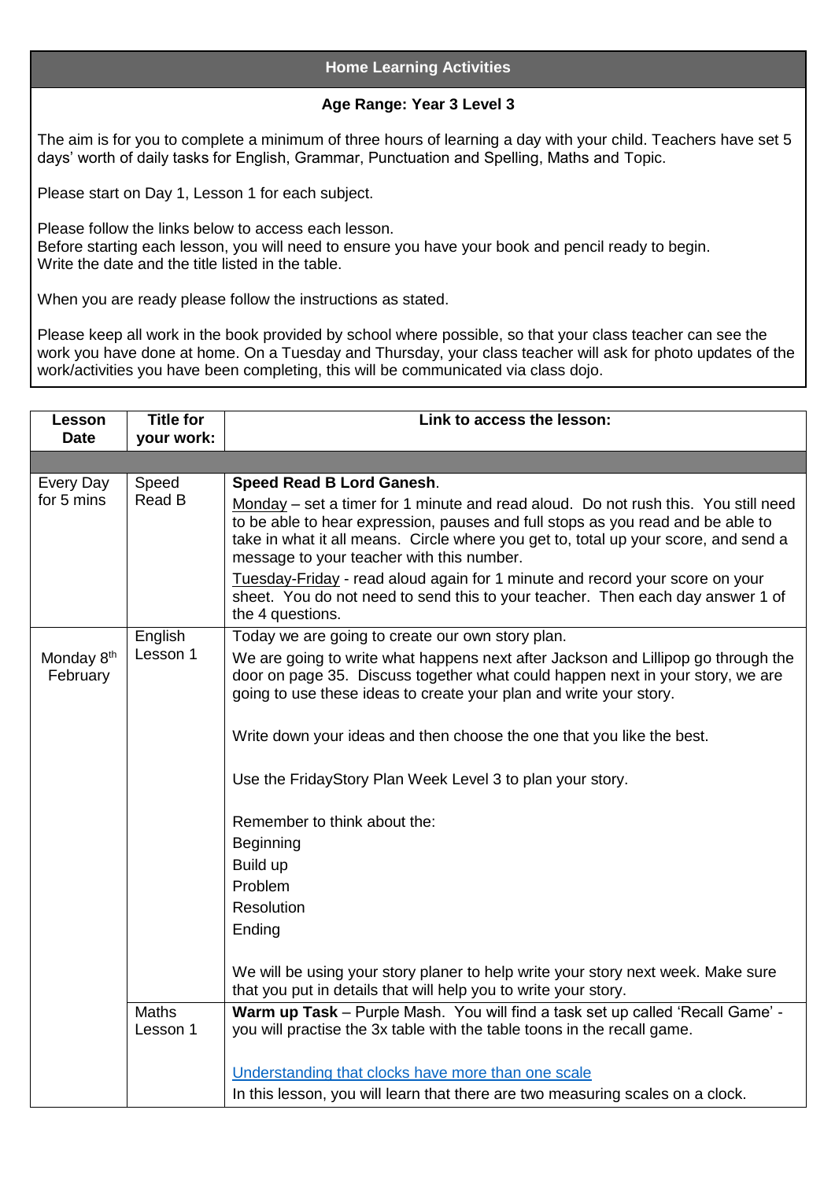## Home Learning Activities

### Age Range: Year 3 Level 3

The aim is for you to complete a minimum of three hours of learning a day with your child. Teachers have set 5 days' worth of daily tasks for English, Grammar, Punctuation and Spelling, Maths and Topic.

Please start on Day 1, Lesson 1 for each subject.

Please follow the links below to access each lesson.
Before starting each lesson, you will need to ensure you have your book and pencil ready to begin.
Write the date and the title listed in the table.

When you are ready please follow the instructions as stated.

Please keep all work in the book provided by school where possible, so that your class teacher can see the work you have done at home. On a Tuesday and Thursday, your class teacher will ask for photo updates of the work/activities you have been completing, this will be communicated via class dojo.

| Lesson Date | Title for your work: | Link to access the lesson: |
|---|---|---|
| | | |
| Every Day for 5 mins | Speed Read B | **Speed Read B Lord Ganesh**. <br> Monday – set a timer for 1 minute and read aloud. Do not rush this. You still need to be able to hear expression, pauses and full stops as you read and be able to take in what it all means. Circle where you get to, total up your score, and send a message to your teacher with this number. <br> Tuesday-Friday - read aloud again for 1 minute and record your score on your sheet. You do not need to send this to your teacher. Then each day answer 1 of the 4 questions. |
| Monday 8th February | English Lesson 1 | Today we are going to create our own story plan. <br> We are going to write what happens next after Jackson and Lillipop go through the door on page 35. Discuss together what could happen next in your story, we are going to use these ideas to create your plan and write your story. <br><br> Write down your ideas and then choose the one that you like the best. <br><br> Use the FridayStory Plan Week Level 3 to plan your story. <br><br> Remember to think about the: <br> Beginning <br> Build up <br> Problem <br> Resolution <br> Ending <br><br> We will be using your story planer to help write your story next week. Make sure that you put in details that will help you to write your story. |
| | Maths Lesson 1 | **Warm up Task** – Purple Mash. You will find a task set up called 'Recall Game' - you will practise the 3x table with the table toons in the recall game. <br><br> Understanding that clocks have more than one scale <br> In this lesson, you will learn that there are two measuring scales on a clock. |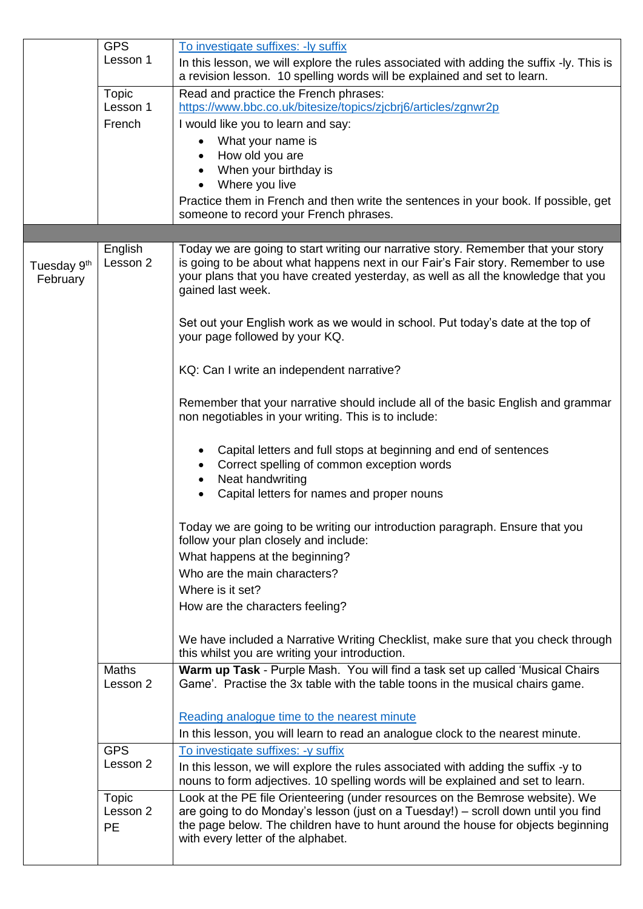| | | |
|---|---|---|
| | GPS Lesson 1 | To investigate suffixes: -ly suffix<br>In this lesson, we will explore the rules associated with adding the suffix -ly. This is a revision lesson. 10 spelling words will be explained and set to learn. |
| | Topic Lesson 1<br>French | Read and practice the French phrases: https://www.bbc.co.uk/bitesize/topics/zjcbrj6/articles/zgnwr2p<br>I would like you to learn and say:<br>• What your name is<br>• How old you are<br>• When your birthday is<br>• Where you live<br>Practice them in French and then write the sentences in your book. If possible, get someone to record your French phrases. |
| | | |
| Tuesday 9th February | English Lesson 2 | Today we are going to start writing our narrative story. Remember that your story is going to be about what happens next in our Fair's Fair story. Remember to use your plans that you have created yesterday, as well as all the knowledge that you gained last week.<br><br>Set out your English work as we would in school. Put today's date at the top of your page followed by your KQ.<br><br>KQ: Can I write an independent narrative?<br><br>Remember that your narrative should include all of the basic English and grammar non negotiables in your writing. This is to include:<br><br>• Capital letters and full stops at beginning and end of sentences<br>• Correct spelling of common exception words<br>• Neat handwriting<br>• Capital letters for names and proper nouns<br><br>Today we are going to be writing our introduction paragraph. Ensure that you follow your plan closely and include:<br>What happens at the beginning?<br>Who are the main characters?<br>Where is it set?<br>How are the characters feeling?<br><br>We have included a Narrative Writing Checklist, make sure that you check through this whilst you are writing your introduction. |
| | Maths Lesson 2 | **Warm up Task** - Purple Mash. You will find a task set up called 'Musical Chairs Game'. Practise the 3x table with the table toons in the musical chairs game.<br><br>Reading analogue time to the nearest minute<br>In this lesson, you will learn to read an analogue clock to the nearest minute. |
| | GPS Lesson 2 | To investigate suffixes: -y suffix<br>In this lesson, we will explore the rules associated with adding the suffix -y to nouns to form adjectives. 10 spelling words will be explained and set to learn. |
| | Topic Lesson 2<br>PE | Look at the PE file Orienteering (under resources on the Bemrose website). We are going to do Monday's lesson (just on a Tuesday!) – scroll down until you find the page below. The children have to hunt around the house for objects beginning with every letter of the alphabet. |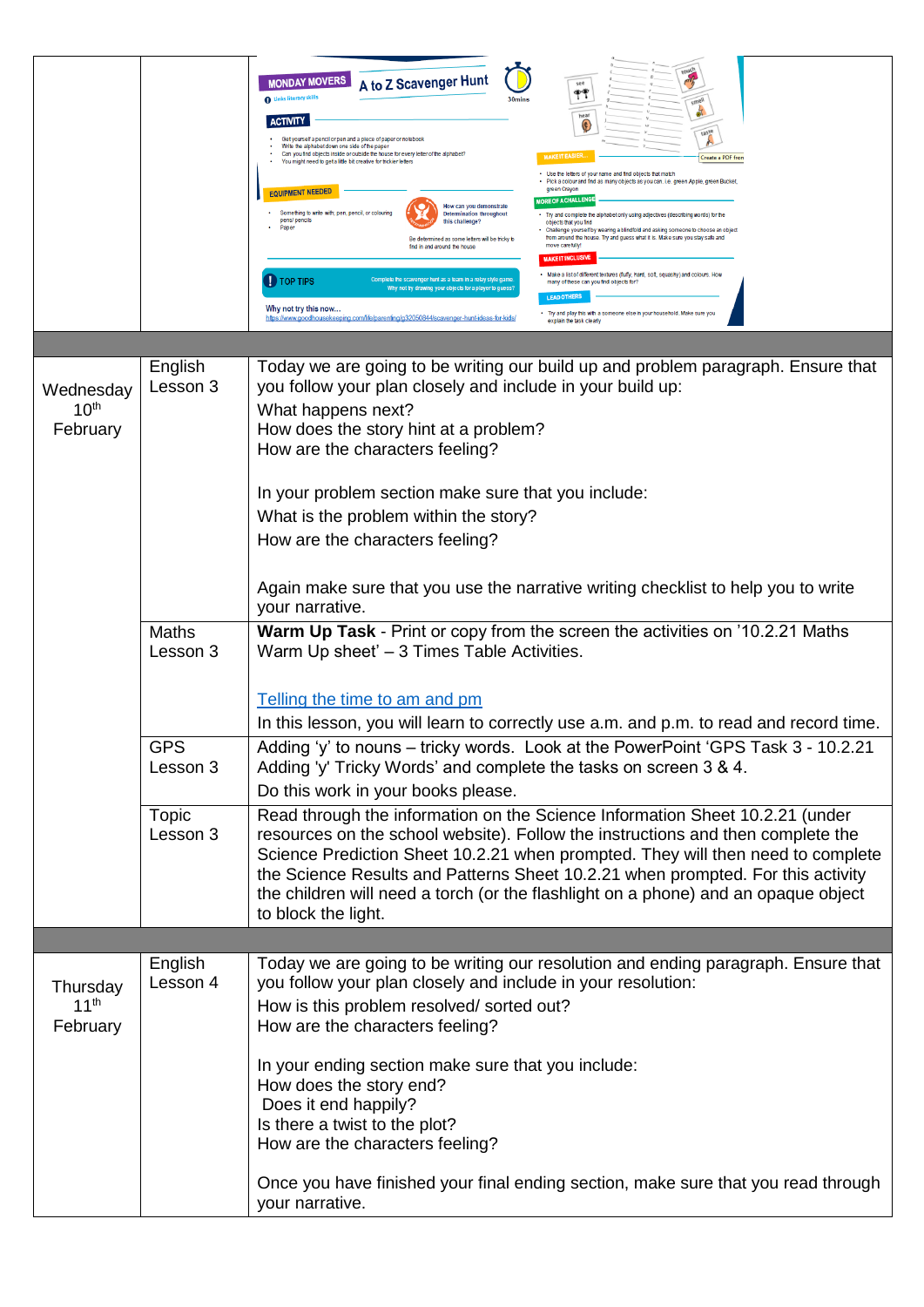| | | |
|---|---|---|
| | | **MONDAY MOVERS** A to Z Scavenger Hunt 30mins<br>Links literacy skills<br>**ACTIVITY**<br>• Get yourself a pencil or pen and a piece of paper or notebook<br>• Write the alphabet down one side of the paper<br>• Can you find objects inside or outside the house for every letter of the alphabet?<br>• You might need to get a little bit creative for trickier letters<br>**EQUIPMENT NEEDED**<br>• Something to write with: pen, pencil, or colouring pens/ pencils<br>• Paper<br>How can you demonstrate Determination throughout this challenge?<br>Be determined as some letters will be tricky to find in and around the house<br>**TOP TIPS** Complete the scavenger hunt as a team in a relay style game. Why not try drawing your objects for a player to guess?<br>Why not try this now...<br>https://www.goodhousekeeping.com/life/parenting/g32050844/scavenger-hunt-ideas-for-kids/<br>**MAKE IT EASIER...**<br>• Use the letters of your name and find objects that match<br>• Pick a colour and find as many objects as you can. i.e. green Apple, green Bucket, green Crayon<br>**MORE OF A CHALLENGE**<br>• Try and complete the alphabet only using adjectives (describing words) for the objects that you find<br>• Challenge yourself by wearing a blindfold and asking someone to choose an object from around the house. Try and guess what it is. Make sure you stay safe and move carefully!<br>**MAKE IT INCLUSIVE**<br>• Make a list of different textures (fluffy, hard, soft, squashy) and colours. How many of these can you find objects for?<br>**LEAD OTHERS**<br>• Try and play this with a someone else in your household. Make sure you explain the task clearly |
| | | |
| Wednesday 10th February | English Lesson 3 | Today we are going to be writing our build up and problem paragraph. Ensure that you follow your plan closely and include in your build up:<br>What happens next?<br>How does the story hint at a problem?<br>How are the characters feeling?<br><br>In your problem section make sure that you include:<br>What is the problem within the story?<br>How are the characters feeling?<br><br>Again make sure that you use the narrative writing checklist to help you to write your narrative. |
| | Maths Lesson 3 | **Warm Up Task** - Print or copy from the screen the activities on '10.2.21 Maths Warm Up sheet' – 3 Times Table Activities.<br><br>Telling the time to am and pm<br>In this lesson, you will learn to correctly use a.m. and p.m. to read and record time. |
| | GPS Lesson 3 | Adding 'y' to nouns – tricky words. Look at the PowerPoint 'GPS Task 3 - 10.2.21 Adding 'y' Tricky Words' and complete the tasks on screen 3 & 4.<br>Do this work in your books please. |
| | Topic Lesson 3 | Read through the information on the Science Information Sheet 10.2.21 (under resources on the school website). Follow the instructions and then complete the Science Prediction Sheet 10.2.21 when prompted. They will then need to complete the Science Results and Patterns Sheet 10.2.21 when prompted. For this activity the children will need a torch (or the flashlight on a phone) and an opaque object to block the light. |
| | | |
| Thursday 11th February | English Lesson 4 | Today we are going to be writing our resolution and ending paragraph. Ensure that you follow your plan closely and include in your resolution:<br>How is this problem resolved/ sorted out?<br>How are the characters feeling?<br><br>In your ending section make sure that you include:<br>How does the story end?<br>Does it end happily?<br>Is there a twist to the plot?<br>How are the characters feeling?<br><br>Once you have finished your final ending section, make sure that you read through your narrative. |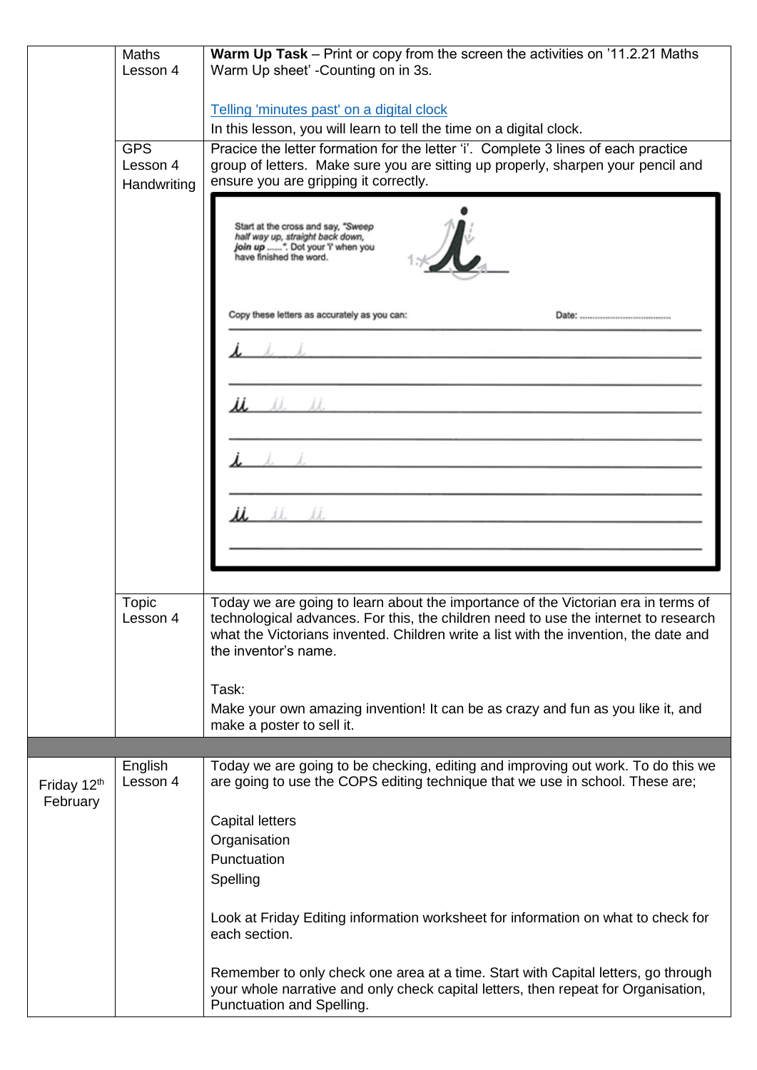| | | |
|---|---|---|
| | Maths Lesson 4 | **Warm Up Task** – Print or copy from the screen the activities on '11.2.21 Maths Warm Up sheet' -Counting on in 3s.<br><br>Telling 'minutes past' on a digital clock<br>In this lesson, you will learn to tell the time on a digital clock. |
| | GPS Lesson 4 Handwriting | Pracice the letter formation for the letter 'i'. Complete 3 lines of each practice group of letters. Make sure you are sitting up properly, sharpen your pencil and ensure you are gripping it correctly.<br><br>Start at the cross and say, *"Sweep half way up, straight back down, join up ......"*. Dot your 'i' when you have finished the word.<br><br>Copy these letters as accurately as you can: Date: ......................................<br><br>i i i<br>ii ii ii<br>i i i<br>ii ii ii |
| | Topic Lesson 4 | Today we are going to learn about the importance of the Victorian era in terms of technological advances. For this, the children need to use the internet to research what the Victorians invented. Children write a list with the invention, the date and the inventor's name.<br><br>Task:<br>Make your own amazing invention! It can be as crazy and fun as you like it, and make a poster to sell it. |
| | | |
| Friday 12th February | English Lesson 4 | Today we are going to be checking, editing and improving out work. To do this we are going to use the COPS editing technique that we use in school. These are;<br><br>Capital letters<br>Organisation<br>Punctuation<br>Spelling<br><br>Look at Friday Editing information worksheet for information on what to check for each section.<br><br>Remember to only check one area at a time. Start with Capital letters, go through your whole narrative and only check capital letters, then repeat for Organisation, Punctuation and Spelling. |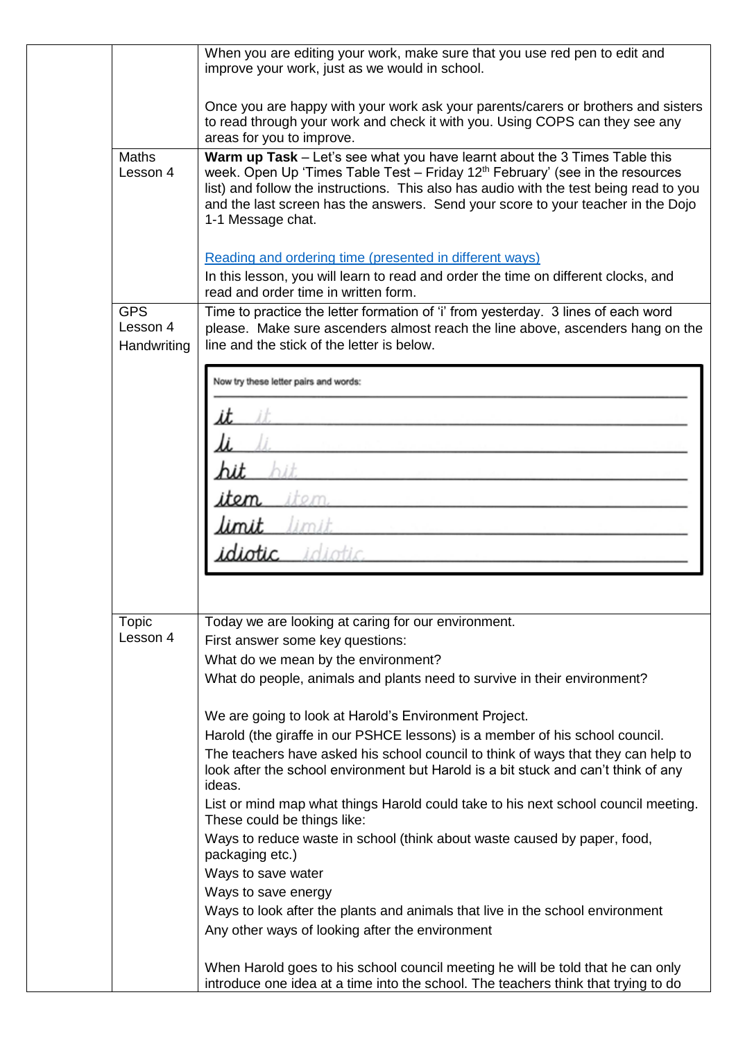| | | |
|---|---|---|
| | | When you are editing your work, make sure that you use red pen to edit and improve your work, just as we would in school.<br><br>Once you are happy with your work ask your parents/carers or brothers and sisters to read through your work and check it with you. Using COPS can they see any areas for you to improve. |
| | Maths Lesson 4 | **Warm up Task** – Let's see what you have learnt about the 3 Times Table this week. Open Up 'Times Table Test – Friday 12th February' (see in the resources list) and follow the instructions. This also has audio with the test being read to you and the last screen has the answers. Send your score to your teacher in the Dojo 1-1 Message chat.<br><br>[Reading and ordering time (presented in different ways)]<br>In this lesson, you will learn to read and order the time on different clocks, and read and order time in written form. |
| | GPS Lesson 4 Handwriting | Time to practice the letter formation of 'i' from yesterday. 3 lines of each word please. Make sure ascenders almost reach the line above, ascenders hang on the line and the stick of the letter is below.<br><br>Now try these letter pairs and words:<br>it it<br>li li<br>hit hit<br>item item<br>limit limit<br>idiotic idiotic |
| | Topic Lesson 4 | Today we are looking at caring for our environment.<br>First answer some key questions:<br>What do we mean by the environment?<br>What do people, animals and plants need to survive in their environment?<br><br>We are going to look at Harold's Environment Project.<br>Harold (the giraffe in our PSHCE lessons) is a member of his school council.<br>The teachers have asked his school council to think of ways that they can help to look after the school environment but Harold is a bit stuck and can't think of any ideas.<br>List or mind map what things Harold could take to his next school council meeting. These could be things like:<br>Ways to reduce waste in school (think about waste caused by paper, food, packaging etc.)<br>Ways to save water<br>Ways to save energy<br>Ways to look after the plants and animals that live in the school environment<br>Any other ways of looking after the environment<br><br>When Harold goes to his school council meeting he will be told that he can only introduce one idea at a time into the school. The teachers think that trying to do |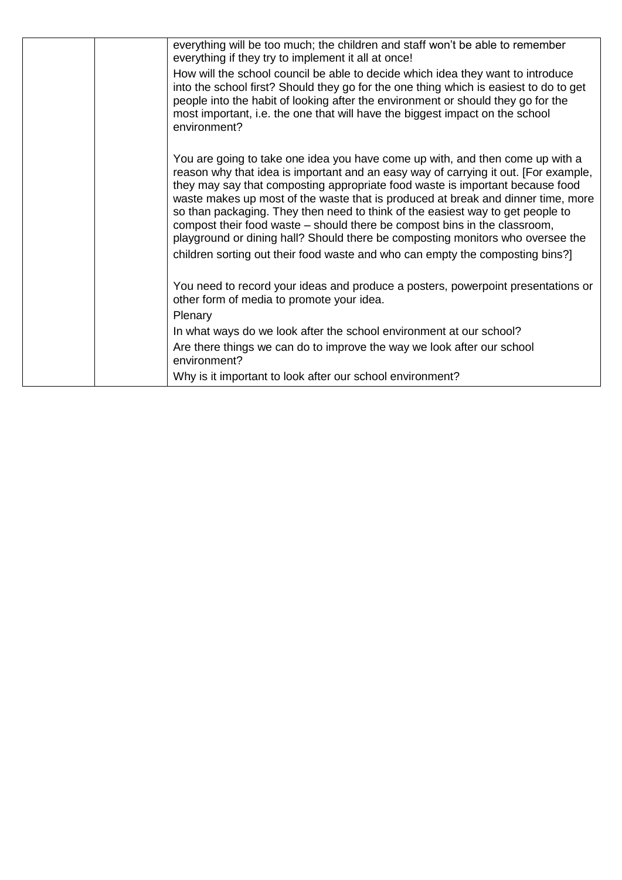| | | |
|---|---|---|
| | | everything will be too much; the children and staff won't be able to remember everything if they try to implement it all at once!<br>How will the school council be able to decide which idea they want to introduce into the school first? Should they go for the one thing which is easiest to do to get people into the habit of looking after the environment or should they go for the most important, i.e. the one that will have the biggest impact on the school environment?<br><br>You are going to take one idea you have come up with, and then come up with a reason why that idea is important and an easy way of carrying it out. [For example, they may say that composting appropriate food waste is important because food waste makes up most of the waste that is produced at break and dinner time, more so than packaging. They then need to think of the easiest way to get people to compost their food waste – should there be compost bins in the classroom, playground or dining hall? Should there be composting monitors who oversee the children sorting out their food waste and who can empty the composting bins?]<br><br>You need to record your ideas and produce a posters, powerpoint presentations or other form of media to promote your idea.<br>Plenary<br>In what ways do we look after the school environment at our school?<br>Are there things we can do to improve the way we look after our school environment?<br>Why is it important to look after our school environment? |